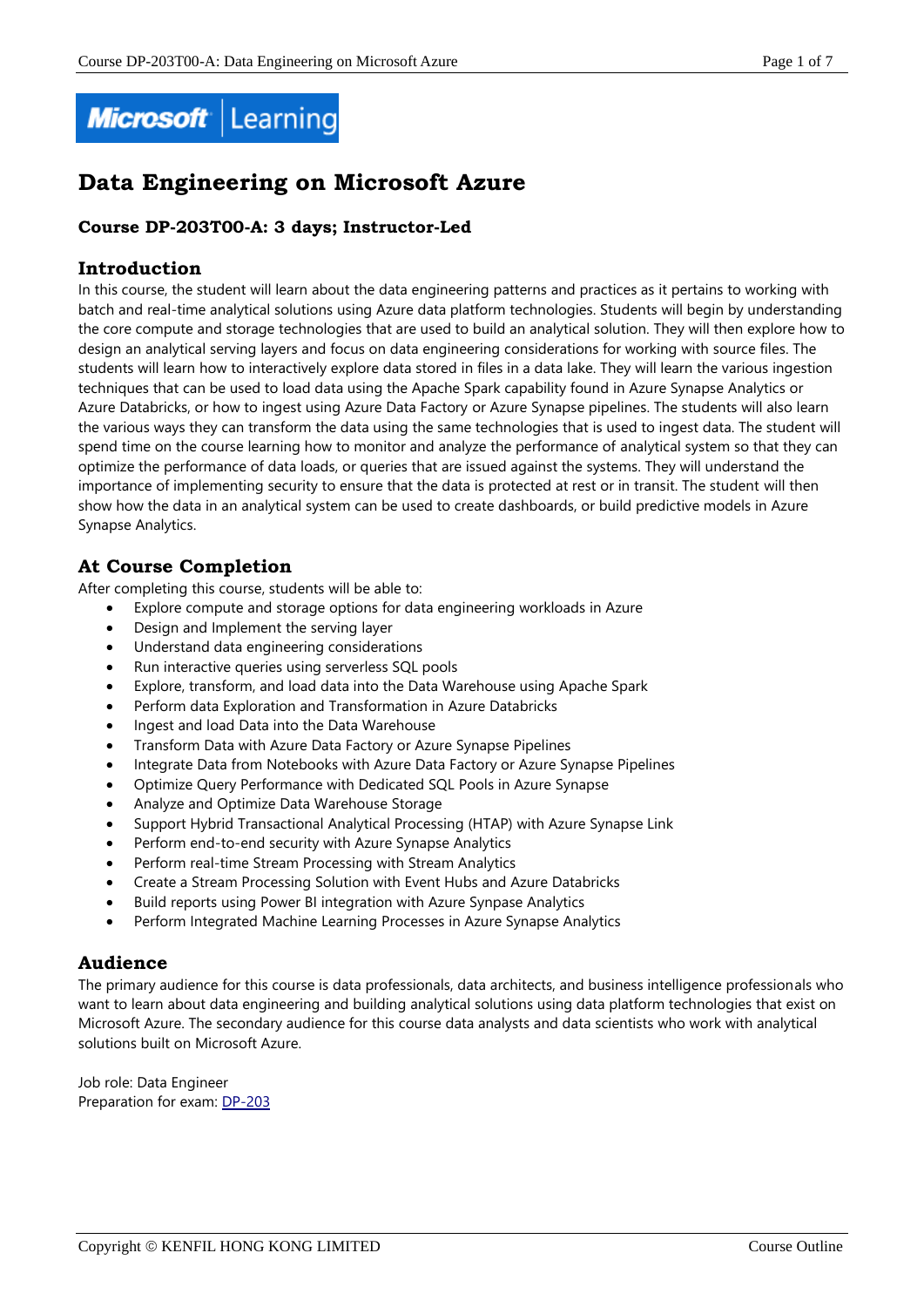# Data Engineering on Microsoft Azure

### Course DP-203T00-A: 3 days; Instructor-Led

## Introduction

In this course, the student will learn about the data engineering patterns and practices as it pertains to working with batch and real-time analytical solutions using Azure data platform technologies. Students will begin by understanding the core compute and storage technologies that are used to build an analytical solution. They will then explore how to design an analytical serving layers and focus on data engineering considerations for working with source files. The students will learn how to interactively explore data stored in files in a data lake. They will learn the various ingestion techniques that can be used to load data using the Apache Spark capability found in Azure Synapse Analytics or Azure Databricks, or how to ingest using Azure Data Factory or Azure Synapse pipelines. The students will also learn the various ways they can transform the data using the same technologies that is used to ingest data. The student will spend time on the course learning how to monitor and analyze the performance of analytical system so that they can optimize the performance of data loads, or queries that are issued against the systems. They will understand the importance of implementing security to ensure that the data is protected at rest or in transit. The student will then show how the data in an analytical system can be used to create dashboards, or build predictive models in Azure Synapse Analytics.

## At Course Completion

After completing this course, students will be able to:

- Explore compute and storage options for data engineering workloads in Azure
- Design and Implement the serving layer
- Understand data engineering considerations
- Run interactive queries using serverless SQL pools
- Explore, transform, and load data into the Data Warehouse using Apache Spark
- Perform data Exploration and Transformation in Azure Databricks
- Ingest and load Data into the Data Warehouse
- Transform Data with Azure Data Factory or Azure Synapse Pipelines
- Integrate Data from Notebooks with Azure Data Factory or Azure Synapse Pipelines
- Optimize Query Performance with Dedicated SQL Pools in Azure Synapse
- Analyze and Optimize Data Warehouse Storage
- Support Hybrid Transactional Analytical Processing (HTAP) with Azure Synapse Link
- Perform end-to-end security with Azure Synapse Analytics
- Perform real-time Stream Processing with Stream Analytics
- Create a Stream Processing Solution with Event Hubs and Azure Databricks
- Build reports using Power BI integration with Azure Sypnase Analytics
- Perform Integrated Machine Learning Processes in Azure Synapse Analytics

## Audience

The primary audience for this course is data professionals, data architects, and business intelligence professionals who want to learn about data engineering and building analytical solutions using data platform technologies that exist on Microsoft Azure. The secondary audience for this course data analysts and data scientists who work with analytical solutions built on Microsoft Azure.

Job role: Data Engineer
Preparation for exam: DP-203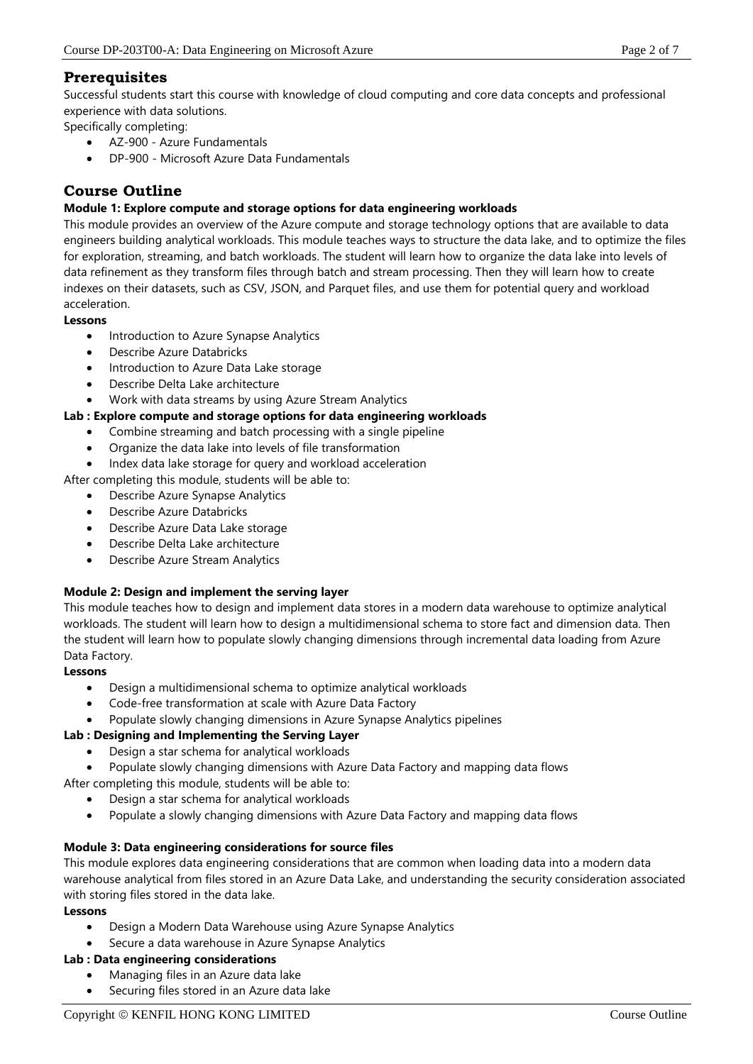## Prerequisites

Successful students start this course with knowledge of cloud computing and core data concepts and professional experience with data solutions.

Specifically completing:

- AZ-900 - Azure Fundamentals
- DP-900 - Microsoft Azure Data Fundamentals

## Course Outline

**Module 1: Explore compute and storage options for data engineering workloads**

This module provides an overview of the Azure compute and storage technology options that are available to data engineers building analytical workloads. This module teaches ways to structure the data lake, and to optimize the files for exploration, streaming, and batch workloads. The student will learn how to organize the data lake into levels of data refinement as they transform files through batch and stream processing. Then they will learn how to create indexes on their datasets, such as CSV, JSON, and Parquet files, and use them for potential query and workload acceleration.

**Lessons**

- Introduction to Azure Synapse Analytics
- Describe Azure Databricks
- Introduction to Azure Data Lake storage
- Describe Delta Lake architecture
- Work with data streams by using Azure Stream Analytics

**Lab : Explore compute and storage options for data engineering workloads**

- Combine streaming and batch processing with a single pipeline
- Organize the data lake into levels of file transformation
- Index data lake storage for query and workload acceleration

After completing this module, students will be able to:

- Describe Azure Synapse Analytics
- Describe Azure Databricks
- Describe Azure Data Lake storage
- Describe Delta Lake architecture
- Describe Azure Stream Analytics

**Module 2: Design and implement the serving layer**

This module teaches how to design and implement data stores in a modern data warehouse to optimize analytical workloads. The student will learn how to design a multidimensional schema to store fact and dimension data. Then the student will learn how to populate slowly changing dimensions through incremental data loading from Azure Data Factory.

**Lessons**

- Design a multidimensional schema to optimize analytical workloads
- Code-free transformation at scale with Azure Data Factory
- Populate slowly changing dimensions in Azure Synapse Analytics pipelines

**Lab : Designing and Implementing the Serving Layer**

- Design a star schema for analytical workloads
- Populate slowly changing dimensions with Azure Data Factory and mapping data flows

After completing this module, students will be able to:

- Design a star schema for analytical workloads
- Populate a slowly changing dimensions with Azure Data Factory and mapping data flows

**Module 3: Data engineering considerations for source files**

This module explores data engineering considerations that are common when loading data into a modern data warehouse analytical from files stored in an Azure Data Lake, and understanding the security consideration associated with storing files stored in the data lake.

**Lessons**

- Design a Modern Data Warehouse using Azure Synapse Analytics
- Secure a data warehouse in Azure Synapse Analytics

**Lab : Data engineering considerations**

- Managing files in an Azure data lake
- Securing files stored in an Azure data lake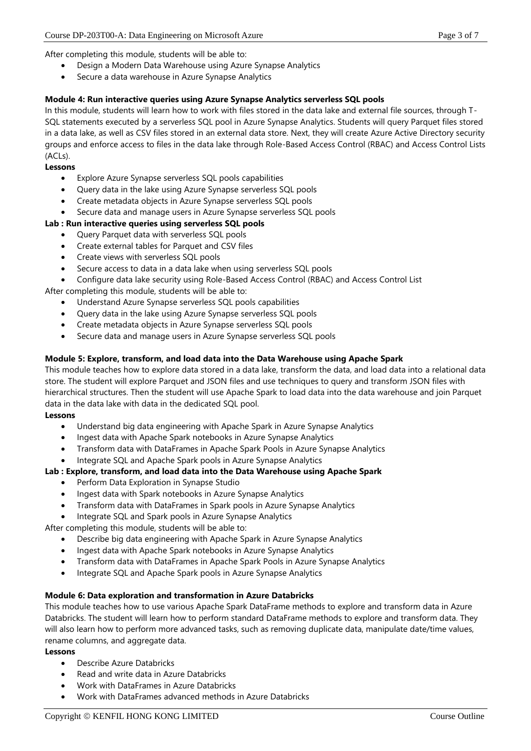After completing this module, students will be able to:

- Design a Modern Data Warehouse using Azure Synapse Analytics
- Secure a data warehouse in Azure Synapse Analytics

**Module 4: Run interactive queries using Azure Synapse Analytics serverless SQL pools**

In this module, students will learn how to work with files stored in the data lake and external file sources, through T-SQL statements executed by a serverless SQL pool in Azure Synapse Analytics. Students will query Parquet files stored in a data lake, as well as CSV files stored in an external data store. Next, they will create Azure Active Directory security groups and enforce access to files in the data lake through Role-Based Access Control (RBAC) and Access Control Lists (ACLs).

**Lessons**

- Explore Azure Synapse serverless SQL pools capabilities
- Query data in the lake using Azure Synapse serverless SQL pools
- Create metadata objects in Azure Synapse serverless SQL pools
- Secure data and manage users in Azure Synapse serverless SQL pools

**Lab : Run interactive queries using serverless SQL pools**

- Query Parquet data with serverless SQL pools
- Create external tables for Parquet and CSV files
- Create views with serverless SQL pools
- Secure access to data in a data lake when using serverless SQL pools
- Configure data lake security using Role-Based Access Control (RBAC) and Access Control List

After completing this module, students will be able to:

- Understand Azure Synapse serverless SQL pools capabilities
- Query data in the lake using Azure Synapse serverless SQL pools
- Create metadata objects in Azure Synapse serverless SQL pools
- Secure data and manage users in Azure Synapse serverless SQL pools

**Module 5: Explore, transform, and load data into the Data Warehouse using Apache Spark**

This module teaches how to explore data stored in a data lake, transform the data, and load data into a relational data store. The student will explore Parquet and JSON files and use techniques to query and transform JSON files with hierarchical structures. Then the student will use Apache Spark to load data into the data warehouse and join Parquet data in the data lake with data in the dedicated SQL pool.

**Lessons**

- Understand big data engineering with Apache Spark in Azure Synapse Analytics
- Ingest data with Apache Spark notebooks in Azure Synapse Analytics
- Transform data with DataFrames in Apache Spark Pools in Azure Synapse Analytics
- Integrate SQL and Apache Spark pools in Azure Synapse Analytics

**Lab : Explore, transform, and load data into the Data Warehouse using Apache Spark**

- Perform Data Exploration in Synapse Studio
- Ingest data with Spark notebooks in Azure Synapse Analytics
- Transform data with DataFrames in Spark pools in Azure Synapse Analytics
- Integrate SQL and Spark pools in Azure Synapse Analytics

After completing this module, students will be able to:

- Describe big data engineering with Apache Spark in Azure Synapse Analytics
- Ingest data with Apache Spark notebooks in Azure Synapse Analytics
- Transform data with DataFrames in Apache Spark Pools in Azure Synapse Analytics
- Integrate SQL and Apache Spark pools in Azure Synapse Analytics

**Module 6: Data exploration and transformation in Azure Databricks**

This module teaches how to use various Apache Spark DataFrame methods to explore and transform data in Azure Databricks. The student will learn how to perform standard DataFrame methods to explore and transform data. They will also learn how to perform more advanced tasks, such as removing duplicate data, manipulate date/time values, rename columns, and aggregate data.

**Lessons**

- Describe Azure Databricks
- Read and write data in Azure Databricks
- Work with DataFrames in Azure Databricks
- Work with DataFrames advanced methods in Azure Databricks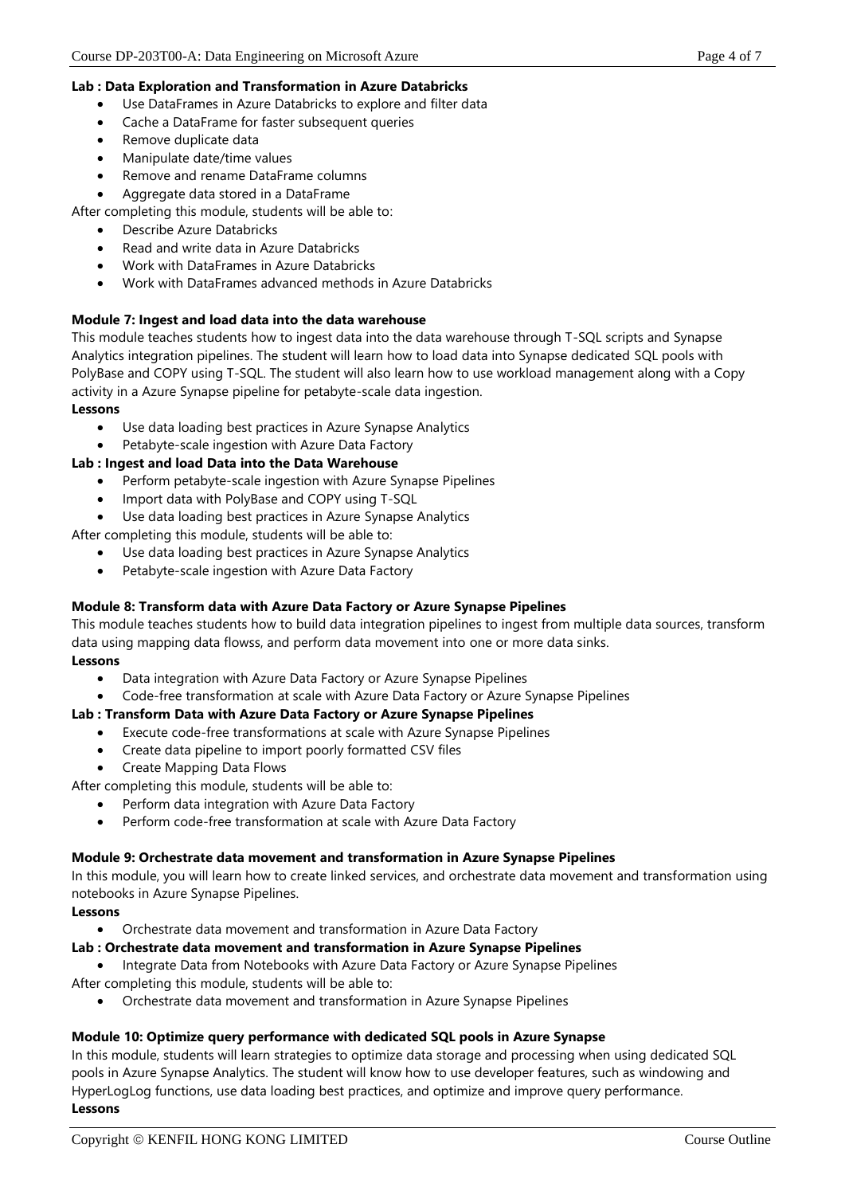**Lab : Data Exploration and Transformation in Azure Databricks**

- Use DataFrames in Azure Databricks to explore and filter data
- Cache a DataFrame for faster subsequent queries
- Remove duplicate data
- Manipulate date/time values
- Remove and rename DataFrame columns
- Aggregate data stored in a DataFrame

After completing this module, students will be able to:

- Describe Azure Databricks
- Read and write data in Azure Databricks
- Work with DataFrames in Azure Databricks
- Work with DataFrames advanced methods in Azure Databricks

**Module 7: Ingest and load data into the data warehouse**

This module teaches students how to ingest data into the data warehouse through T-SQL scripts and Synapse Analytics integration pipelines. The student will learn how to load data into Synapse dedicated SQL pools with PolyBase and COPY using T-SQL. The student will also learn how to use workload management along with a Copy activity in a Azure Synapse pipeline for petabyte-scale data ingestion.

**Lessons**

- Use data loading best practices in Azure Synapse Analytics
- Petabyte-scale ingestion with Azure Data Factory

**Lab : Ingest and load Data into the Data Warehouse**

- Perform petabyte-scale ingestion with Azure Synapse Pipelines
- Import data with PolyBase and COPY using T-SQL
- Use data loading best practices in Azure Synapse Analytics

After completing this module, students will be able to:

- Use data loading best practices in Azure Synapse Analytics
- Petabyte-scale ingestion with Azure Data Factory

**Module 8: Transform data with Azure Data Factory or Azure Synapse Pipelines**

This module teaches students how to build data integration pipelines to ingest from multiple data sources, transform data using mapping data flowss, and perform data movement into one or more data sinks.

**Lessons**

- Data integration with Azure Data Factory or Azure Synapse Pipelines
- Code-free transformation at scale with Azure Data Factory or Azure Synapse Pipelines

**Lab : Transform Data with Azure Data Factory or Azure Synapse Pipelines**

- Execute code-free transformations at scale with Azure Synapse Pipelines
- Create data pipeline to import poorly formatted CSV files
- Create Mapping Data Flows

After completing this module, students will be able to:

- Perform data integration with Azure Data Factory
- Perform code-free transformation at scale with Azure Data Factory

**Module 9: Orchestrate data movement and transformation in Azure Synapse Pipelines**

In this module, you will learn how to create linked services, and orchestrate data movement and transformation using notebooks in Azure Synapse Pipelines.

**Lessons**

- Orchestrate data movement and transformation in Azure Data Factory

**Lab : Orchestrate data movement and transformation in Azure Synapse Pipelines**

- Integrate Data from Notebooks with Azure Data Factory or Azure Synapse Pipelines

After completing this module, students will be able to:

- Orchestrate data movement and transformation in Azure Synapse Pipelines

**Module 10: Optimize query performance with dedicated SQL pools in Azure Synapse**

In this module, students will learn strategies to optimize data storage and processing when using dedicated SQL pools in Azure Synapse Analytics. The student will know how to use developer features, such as windowing and HyperLogLog functions, use data loading best practices, and optimize and improve query performance.

**Lessons**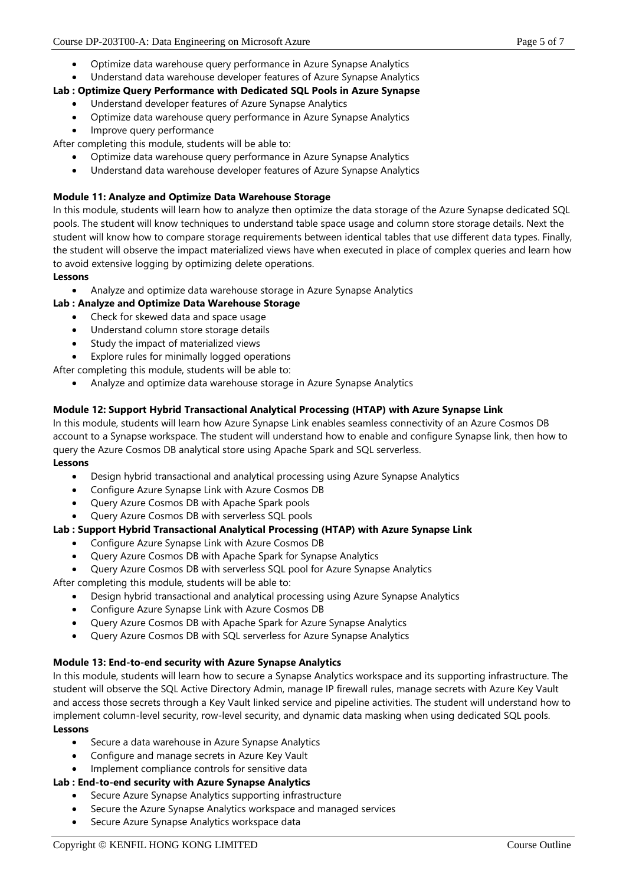- Optimize data warehouse query performance in Azure Synapse Analytics
- Understand data warehouse developer features of Azure Synapse Analytics

**Lab : Optimize Query Performance with Dedicated SQL Pools in Azure Synapse**

- Understand developer features of Azure Synapse Analytics
- Optimize data warehouse query performance in Azure Synapse Analytics
- Improve query performance

After completing this module, students will be able to:

- Optimize data warehouse query performance in Azure Synapse Analytics
- Understand data warehouse developer features of Azure Synapse Analytics

**Module 11: Analyze and Optimize Data Warehouse Storage**

In this module, students will learn how to analyze then optimize the data storage of the Azure Synapse dedicated SQL pools. The student will know techniques to understand table space usage and column store storage details. Next the student will know how to compare storage requirements between identical tables that use different data types. Finally, the student will observe the impact materialized views have when executed in place of complex queries and learn how to avoid extensive logging by optimizing delete operations.

**Lessons**

- Analyze and optimize data warehouse storage in Azure Synapse Analytics

**Lab : Analyze and Optimize Data Warehouse Storage**

- Check for skewed data and space usage
- Understand column store storage details
- Study the impact of materialized views
- Explore rules for minimally logged operations

After completing this module, students will be able to:

- Analyze and optimize data warehouse storage in Azure Synapse Analytics

**Module 12: Support Hybrid Transactional Analytical Processing (HTAP) with Azure Synapse Link**

In this module, students will learn how Azure Synapse Link enables seamless connectivity of an Azure Cosmos DB account to a Synapse workspace. The student will understand how to enable and configure Synapse link, then how to query the Azure Cosmos DB analytical store using Apache Spark and SQL serverless.

**Lessons**

- Design hybrid transactional and analytical processing using Azure Synapse Analytics
- Configure Azure Synapse Link with Azure Cosmos DB
- Query Azure Cosmos DB with Apache Spark pools
- Query Azure Cosmos DB with serverless SQL pools

**Lab : Support Hybrid Transactional Analytical Processing (HTAP) with Azure Synapse Link**

- Configure Azure Synapse Link with Azure Cosmos DB
- Query Azure Cosmos DB with Apache Spark for Synapse Analytics
- Query Azure Cosmos DB with serverless SQL pool for Azure Synapse Analytics

After completing this module, students will be able to:

- Design hybrid transactional and analytical processing using Azure Synapse Analytics
- Configure Azure Synapse Link with Azure Cosmos DB
- Query Azure Cosmos DB with Apache Spark for Azure Synapse Analytics
- Query Azure Cosmos DB with SQL serverless for Azure Synapse Analytics

**Module 13: End-to-end security with Azure Synapse Analytics**

In this module, students will learn how to secure a Synapse Analytics workspace and its supporting infrastructure. The student will observe the SQL Active Directory Admin, manage IP firewall rules, manage secrets with Azure Key Vault and access those secrets through a Key Vault linked service and pipeline activities. The student will understand how to implement column-level security, row-level security, and dynamic data masking when using dedicated SQL pools.

**Lessons**

- Secure a data warehouse in Azure Synapse Analytics
- Configure and manage secrets in Azure Key Vault
- Implement compliance controls for sensitive data

**Lab : End-to-end security with Azure Synapse Analytics**

- Secure Azure Synapse Analytics supporting infrastructure
- Secure the Azure Synapse Analytics workspace and managed services
- Secure Azure Synapse Analytics workspace data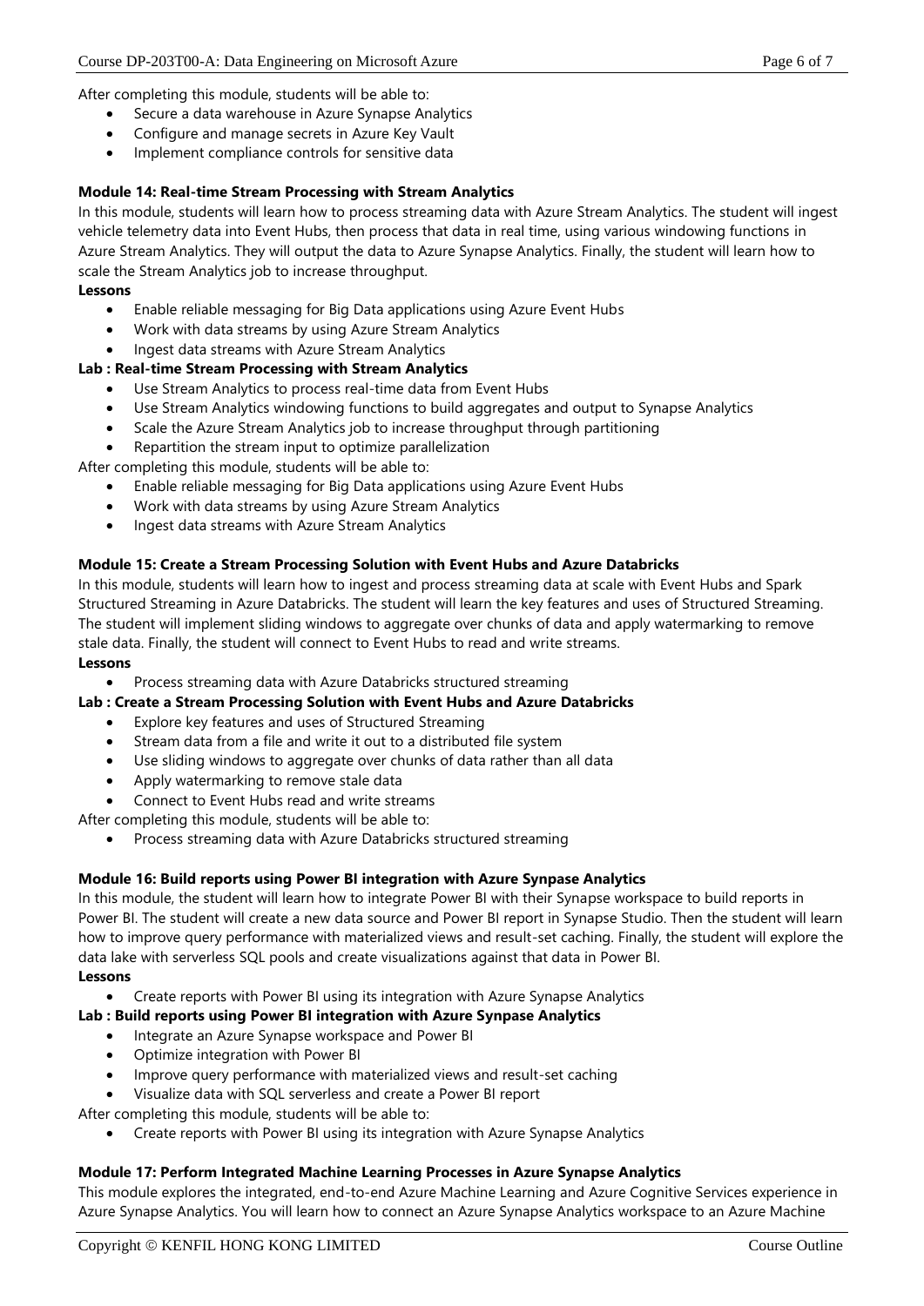After completing this module, students will be able to:

- Secure a data warehouse in Azure Synapse Analytics
- Configure and manage secrets in Azure Key Vault
- Implement compliance controls for sensitive data

**Module 14: Real-time Stream Processing with Stream Analytics**

In this module, students will learn how to process streaming data with Azure Stream Analytics. The student will ingest vehicle telemetry data into Event Hubs, then process that data in real time, using various windowing functions in Azure Stream Analytics. They will output the data to Azure Synapse Analytics. Finally, the student will learn how to scale the Stream Analytics job to increase throughput.

**Lessons**

- Enable reliable messaging for Big Data applications using Azure Event Hubs
- Work with data streams by using Azure Stream Analytics
- Ingest data streams with Azure Stream Analytics

**Lab : Real-time Stream Processing with Stream Analytics**

- Use Stream Analytics to process real-time data from Event Hubs
- Use Stream Analytics windowing functions to build aggregates and output to Synapse Analytics
- Scale the Azure Stream Analytics job to increase throughput through partitioning
- Repartition the stream input to optimize parallelization

After completing this module, students will be able to:

- Enable reliable messaging for Big Data applications using Azure Event Hubs
- Work with data streams by using Azure Stream Analytics
- Ingest data streams with Azure Stream Analytics

**Module 15: Create a Stream Processing Solution with Event Hubs and Azure Databricks**

In this module, students will learn how to ingest and process streaming data at scale with Event Hubs and Spark Structured Streaming in Azure Databricks. The student will learn the key features and uses of Structured Streaming. The student will implement sliding windows to aggregate over chunks of data and apply watermarking to remove stale data. Finally, the student will connect to Event Hubs to read and write streams.

**Lessons**

- Process streaming data with Azure Databricks structured streaming

**Lab : Create a Stream Processing Solution with Event Hubs and Azure Databricks**

- Explore key features and uses of Structured Streaming
- Stream data from a file and write it out to a distributed file system
- Use sliding windows to aggregate over chunks of data rather than all data
- Apply watermarking to remove stale data
- Connect to Event Hubs read and write streams

After completing this module, students will be able to:

- Process streaming data with Azure Databricks structured streaming

**Module 16: Build reports using Power BI integration with Azure Synpase Analytics**

In this module, the student will learn how to integrate Power BI with their Synapse workspace to build reports in Power BI. The student will create a new data source and Power BI report in Synapse Studio. Then the student will learn how to improve query performance with materialized views and result-set caching. Finally, the student will explore the data lake with serverless SQL pools and create visualizations against that data in Power BI.

**Lessons**

- Create reports with Power BI using its integration with Azure Synapse Analytics

**Lab : Build reports using Power BI integration with Azure Synpase Analytics**

- Integrate an Azure Synapse workspace and Power BI
- Optimize integration with Power BI
- Improve query performance with materialized views and result-set caching
- Visualize data with SQL serverless and create a Power BI report

After completing this module, students will be able to:

- Create reports with Power BI using its integration with Azure Synapse Analytics

**Module 17: Perform Integrated Machine Learning Processes in Azure Synapse Analytics**

This module explores the integrated, end-to-end Azure Machine Learning and Azure Cognitive Services experience in Azure Synapse Analytics. You will learn how to connect an Azure Synapse Analytics workspace to an Azure Machine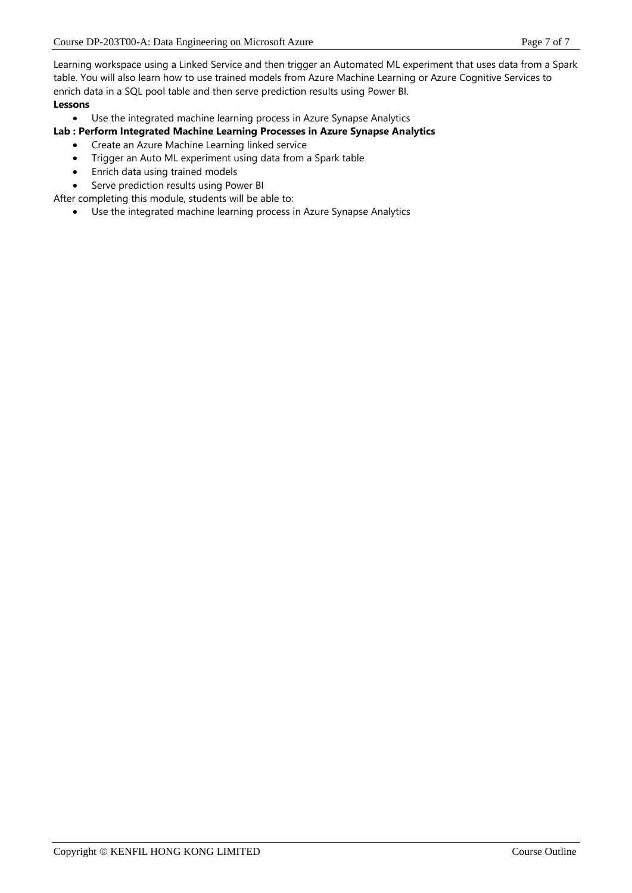Learning workspace using a Linked Service and then trigger an Automated ML experiment that uses data from a Spark table. You will also learn how to use trained models from Azure Machine Learning or Azure Cognitive Services to enrich data in a SQL pool table and then serve prediction results using Power BI.

**Lessons**

- Use the integrated machine learning process in Azure Synapse Analytics

**Lab : Perform Integrated Machine Learning Processes in Azure Synapse Analytics**

- Create an Azure Machine Learning linked service
- Trigger an Auto ML experiment using data from a Spark table
- Enrich data using trained models
- Serve prediction results using Power BI

After completing this module, students will be able to:

- Use the integrated machine learning process in Azure Synapse Analytics